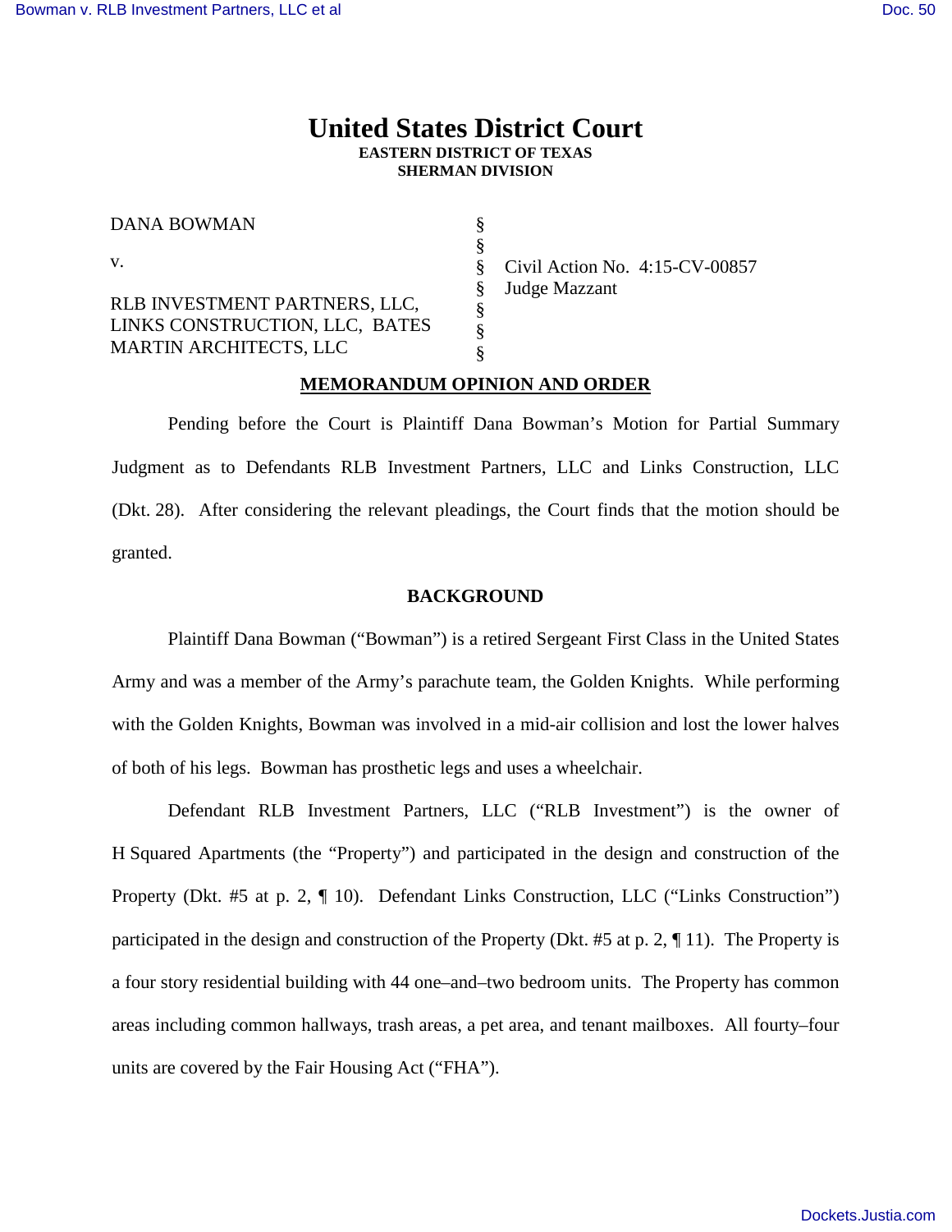# United States District Court

**EASTERN DISTRICT OF TEXAS**
**SHERMAN DIVISION**

| | | |
|---|---|---|
| DANA BOWMAN | § | |
| | § | |
| v. | § | Civil Action No. 4:15-CV-00857 |
| | § | Judge Mazzant |
| RLB INVESTMENT PARTNERS, LLC, LINKS CONSTRUCTION, LLC, BATES MARTIN ARCHITECTS, LLC | § | |
| | § | |
| | § | |

## MEMORANDUM OPINION AND ORDER

Pending before the Court is Plaintiff Dana Bowman's Motion for Partial Summary Judgment as to Defendants RLB Investment Partners, LLC and Links Construction, LLC (Dkt. 28). After considering the relevant pleadings, the Court finds that the motion should be granted.

### BACKGROUND

Plaintiff Dana Bowman ("Bowman") is a retired Sergeant First Class in the United States Army and was a member of the Army's parachute team, the Golden Knights. While performing with the Golden Knights, Bowman was involved in a mid-air collision and lost the lower halves of both of his legs. Bowman has prosthetic legs and uses a wheelchair.

Defendant RLB Investment Partners, LLC ("RLB Investment") is the owner of H Squared Apartments (the "Property") and participated in the design and construction of the Property (Dkt. #5 at p. 2, ¶ 10). Defendant Links Construction, LLC ("Links Construction") participated in the design and construction of the Property (Dkt. #5 at p. 2, ¶ 11). The Property is a four story residential building with 44 one–and–two bedroom units. The Property has common areas including common hallways, trash areas, a pet area, and tenant mailboxes. All fourty–four units are covered by the Fair Housing Act ("FHA").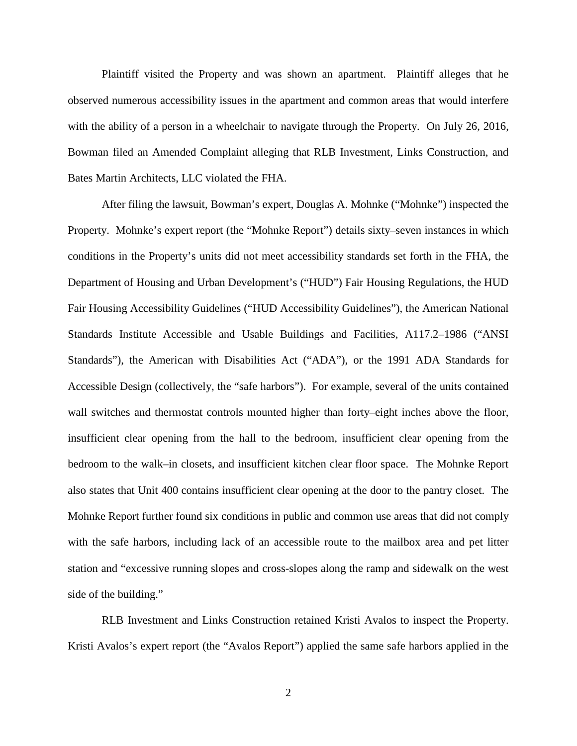Plaintiff visited the Property and was shown an apartment. Plaintiff alleges that he observed numerous accessibility issues in the apartment and common areas that would interfere with the ability of a person in a wheelchair to navigate through the Property. On July 26, 2016, Bowman filed an Amended Complaint alleging that RLB Investment, Links Construction, and Bates Martin Architects, LLC violated the FHA.

After filing the lawsuit, Bowman's expert, Douglas A. Mohnke ("Mohnke") inspected the Property. Mohnke's expert report (the "Mohnke Report") details sixty–seven instances in which conditions in the Property's units did not meet accessibility standards set forth in the FHA, the Department of Housing and Urban Development's ("HUD") Fair Housing Regulations, the HUD Fair Housing Accessibility Guidelines ("HUD Accessibility Guidelines"), the American National Standards Institute Accessible and Usable Buildings and Facilities, A117.2–1986 ("ANSI Standards"), the American with Disabilities Act ("ADA"), or the 1991 ADA Standards for Accessible Design (collectively, the "safe harbors"). For example, several of the units contained wall switches and thermostat controls mounted higher than forty–eight inches above the floor, insufficient clear opening from the hall to the bedroom, insufficient clear opening from the bedroom to the walk–in closets, and insufficient kitchen clear floor space. The Mohnke Report also states that Unit 400 contains insufficient clear opening at the door to the pantry closet. The Mohnke Report further found six conditions in public and common use areas that did not comply with the safe harbors, including lack of an accessible route to the mailbox area and pet litter station and "excessive running slopes and cross-slopes along the ramp and sidewalk on the west side of the building."

RLB Investment and Links Construction retained Kristi Avalos to inspect the Property. Kristi Avalos's expert report (the "Avalos Report") applied the same safe harbors applied in the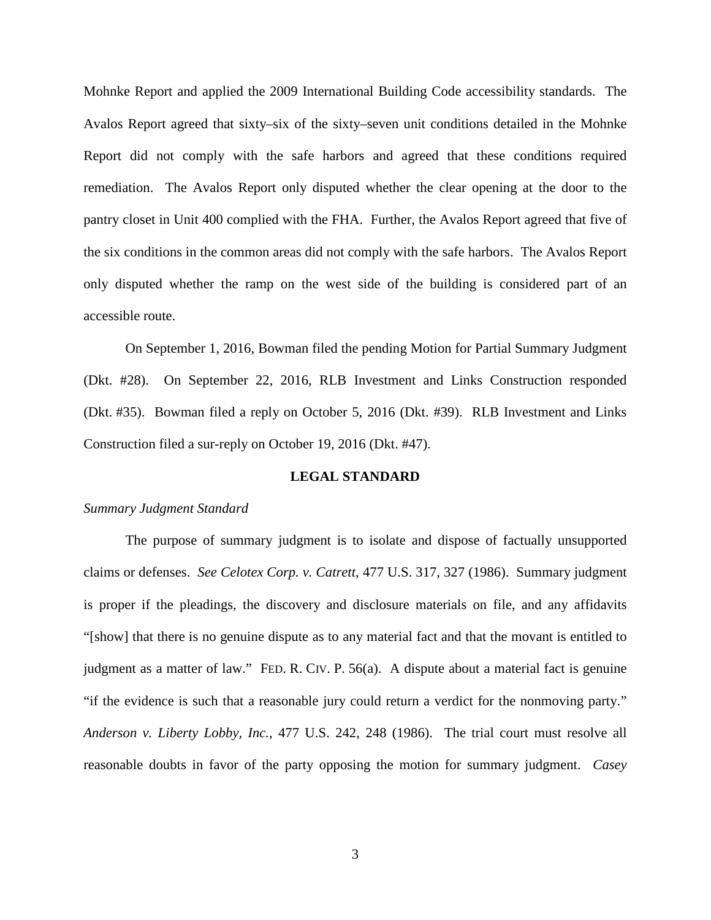Mohnke Report and applied the 2009 International Building Code accessibility standards. The Avalos Report agreed that sixty–six of the sixty–seven unit conditions detailed in the Mohnke Report did not comply with the safe harbors and agreed that these conditions required remediation. The Avalos Report only disputed whether the clear opening at the door to the pantry closet in Unit 400 complied with the FHA. Further, the Avalos Report agreed that five of the six conditions in the common areas did not comply with the safe harbors. The Avalos Report only disputed whether the ramp on the west side of the building is considered part of an accessible route.

On September 1, 2016, Bowman filed the pending Motion for Partial Summary Judgment (Dkt. #28). On September 22, 2016, RLB Investment and Links Construction responded (Dkt. #35). Bowman filed a reply on October 5, 2016 (Dkt. #39). RLB Investment and Links Construction filed a sur-reply on October 19, 2016 (Dkt. #47).

**LEGAL STANDARD**

*Summary Judgment Standard*

The purpose of summary judgment is to isolate and dispose of factually unsupported claims or defenses. *See Celotex Corp. v. Catrett*, 477 U.S. 317, 327 (1986). Summary judgment is proper if the pleadings, the discovery and disclosure materials on file, and any affidavits "[show] that there is no genuine dispute as to any material fact and that the movant is entitled to judgment as a matter of law." FED. R. CIV. P. 56(a). A dispute about a material fact is genuine "if the evidence is such that a reasonable jury could return a verdict for the nonmoving party." *Anderson v. Liberty Lobby, Inc.*, 477 U.S. 242, 248 (1986). The trial court must resolve all reasonable doubts in favor of the party opposing the motion for summary judgment. *Casey*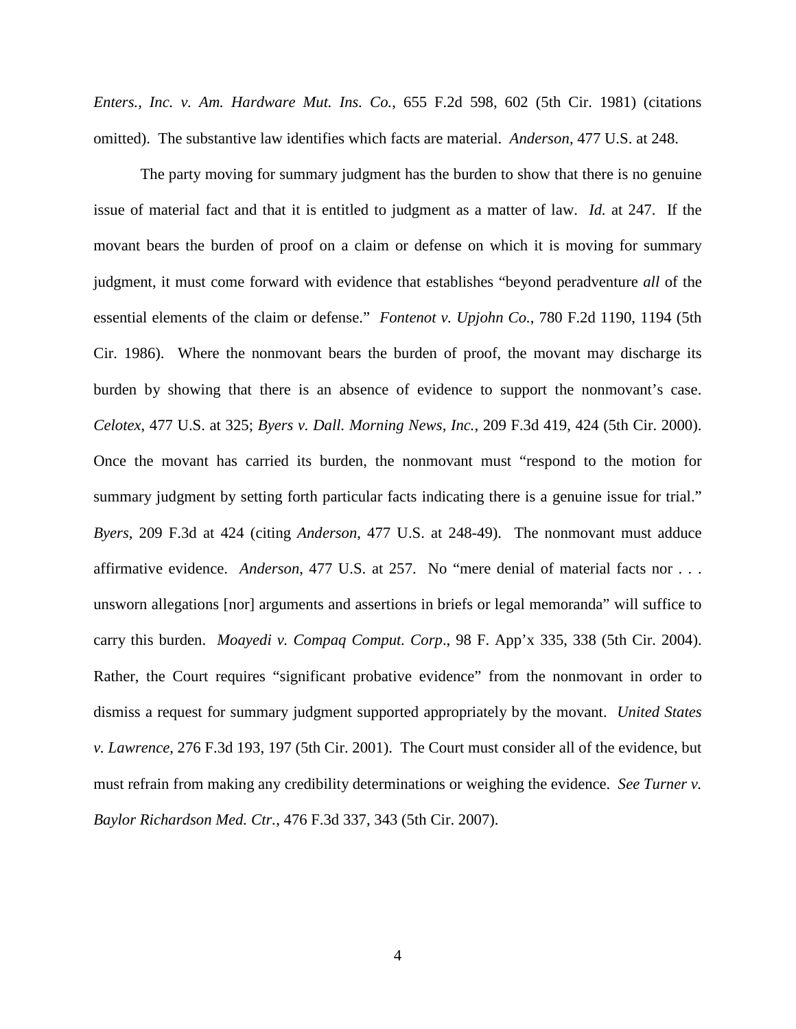*Enters., Inc. v. Am. Hardware Mut. Ins. Co.*, 655 F.2d 598, 602 (5th Cir. 1981) (citations omitted). The substantive law identifies which facts are material. *Anderson*, 477 U.S. at 248.

The party moving for summary judgment has the burden to show that there is no genuine issue of material fact and that it is entitled to judgment as a matter of law. *Id.* at 247. If the movant bears the burden of proof on a claim or defense on which it is moving for summary judgment, it must come forward with evidence that establishes "beyond peradventure *all* of the essential elements of the claim or defense." *Fontenot v. Upjohn Co.*, 780 F.2d 1190, 1194 (5th Cir. 1986). Where the nonmovant bears the burden of proof, the movant may discharge its burden by showing that there is an absence of evidence to support the nonmovant's case. *Celotex*, 477 U.S. at 325; *Byers v. Dall. Morning News, Inc.*, 209 F.3d 419, 424 (5th Cir. 2000). Once the movant has carried its burden, the nonmovant must "respond to the motion for summary judgment by setting forth particular facts indicating there is a genuine issue for trial." *Byers*, 209 F.3d at 424 (citing *Anderson*, 477 U.S. at 248-49). The nonmovant must adduce affirmative evidence. *Anderson*, 477 U.S. at 257. No "mere denial of material facts nor . . . unsworn allegations [nor] arguments and assertions in briefs or legal memoranda" will suffice to carry this burden. *Moayedi v. Compaq Comput. Corp*., 98 F. App'x 335, 338 (5th Cir. 2004). Rather, the Court requires "significant probative evidence" from the nonmovant in order to dismiss a request for summary judgment supported appropriately by the movant. *United States v. Lawrence*, 276 F.3d 193, 197 (5th Cir. 2001). The Court must consider all of the evidence, but must refrain from making any credibility determinations or weighing the evidence. *See Turner v. Baylor Richardson Med. Ctr.*, 476 F.3d 337, 343 (5th Cir. 2007).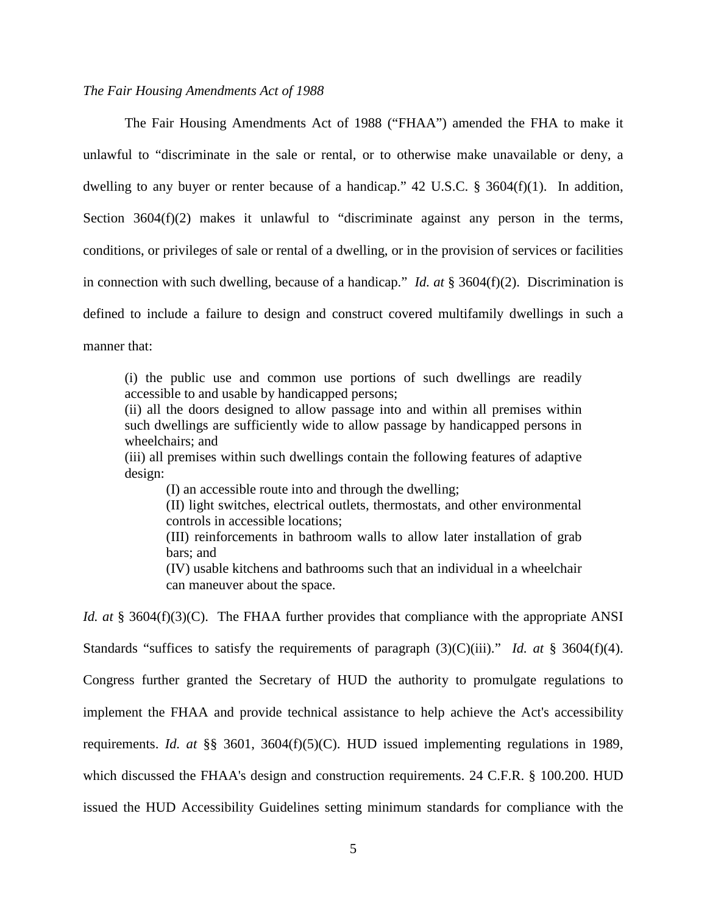*The Fair Housing Amendments Act of 1988*

The Fair Housing Amendments Act of 1988 ("FHAA") amended the FHA to make it unlawful to "discriminate in the sale or rental, or to otherwise make unavailable or deny, a dwelling to any buyer or renter because of a handicap." 42 U.S.C. § 3604(f)(1). In addition, Section 3604(f)(2) makes it unlawful to "discriminate against any person in the terms, conditions, or privileges of sale or rental of a dwelling, or in the provision of services or facilities in connection with such dwelling, because of a handicap." *Id. at* § 3604(f)(2). Discrimination is defined to include a failure to design and construct covered multifamily dwellings in such a manner that:

> (i) the public use and common use portions of such dwellings are readily accessible to and usable by handicapped persons;
> (ii) all the doors designed to allow passage into and within all premises within such dwellings are sufficiently wide to allow passage by handicapped persons in wheelchairs; and
> (iii) all premises within such dwellings contain the following features of adaptive design:
>> (I) an accessible route into and through the dwelling;
>> (II) light switches, electrical outlets, thermostats, and other environmental controls in accessible locations;
>> (III) reinforcements in bathroom walls to allow later installation of grab bars; and
>> (IV) usable kitchens and bathrooms such that an individual in a wheelchair can maneuver about the space.

*Id. at* § 3604(f)(3)(C). The FHAA further provides that compliance with the appropriate ANSI Standards "suffices to satisfy the requirements of paragraph (3)(C)(iii)." *Id. at* § 3604(f)(4). Congress further granted the Secretary of HUD the authority to promulgate regulations to implement the FHAA and provide technical assistance to help achieve the Act's accessibility requirements. *Id. at* §§ 3601, 3604(f)(5)(C). HUD issued implementing regulations in 1989, which discussed the FHAA's design and construction requirements. 24 C.F.R. § 100.200. HUD issued the HUD Accessibility Guidelines setting minimum standards for compliance with the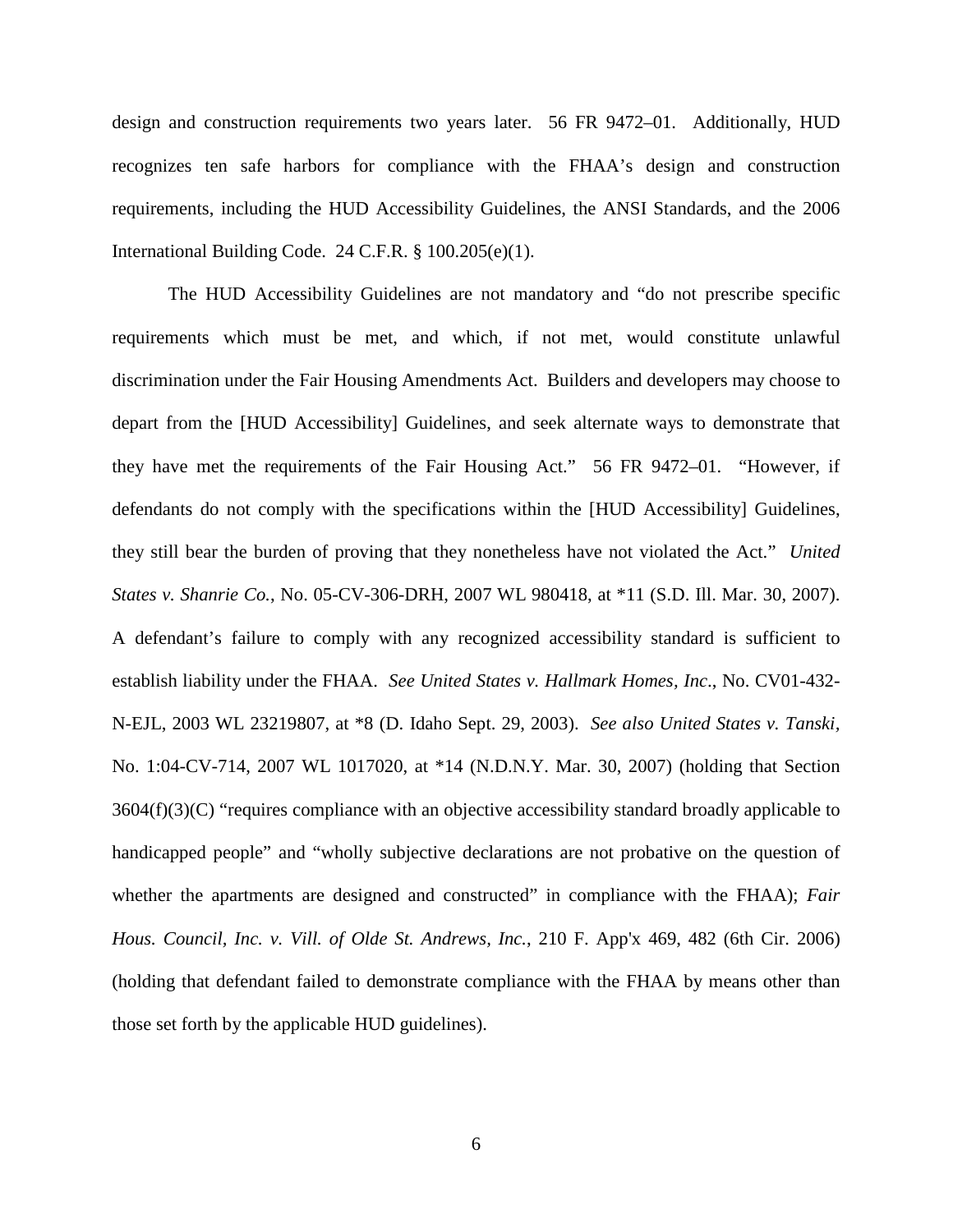design and construction requirements two years later. 56 FR 9472–01. Additionally, HUD recognizes ten safe harbors for compliance with the FHAA's design and construction requirements, including the HUD Accessibility Guidelines, the ANSI Standards, and the 2006 International Building Code. 24 C.F.R. § 100.205(e)(1).

The HUD Accessibility Guidelines are not mandatory and "do not prescribe specific requirements which must be met, and which, if not met, would constitute unlawful discrimination under the Fair Housing Amendments Act. Builders and developers may choose to depart from the [HUD Accessibility] Guidelines, and seek alternate ways to demonstrate that they have met the requirements of the Fair Housing Act." 56 FR 9472–01. "However, if defendants do not comply with the specifications within the [HUD Accessibility] Guidelines, they still bear the burden of proving that they nonetheless have not violated the Act." *United States v. Shanrie Co.*, No. 05-CV-306-DRH, 2007 WL 980418, at *11 (S.D. Ill. Mar. 30, 2007). A defendant's failure to comply with any recognized accessibility standard is sufficient to establish liability under the FHAA. *See United States v. Hallmark Homes, Inc.*, No. CV01-432-N-EJL, 2003 WL 23219807, at *8 (D. Idaho Sept. 29, 2003). *See also United States v. Tanski*, No. 1:04-CV-714, 2007 WL 1017020, at *14 (N.D.N.Y. Mar. 30, 2007) (holding that Section 3604(f)(3)(C) "requires compliance with an objective accessibility standard broadly applicable to handicapped people" and "wholly subjective declarations are not probative on the question of whether the apartments are designed and constructed" in compliance with the FHAA); *Fair Hous. Council, Inc. v. Vill. of Olde St. Andrews, Inc.*, 210 F. App'x 469, 482 (6th Cir. 2006) (holding that defendant failed to demonstrate compliance with the FHAA by means other than those set forth by the applicable HUD guidelines).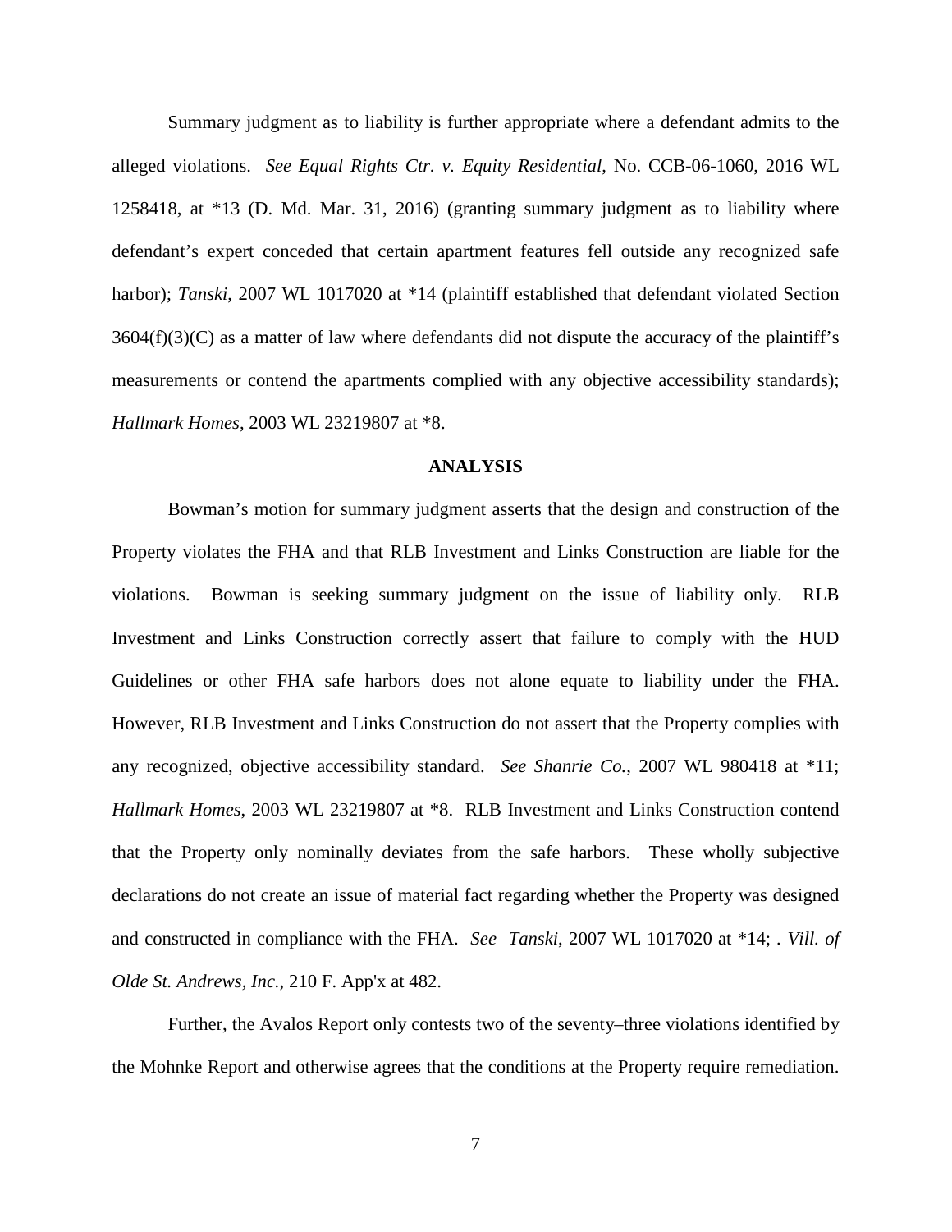Summary judgment as to liability is further appropriate where a defendant admits to the alleged violations. *See Equal Rights Ctr. v. Equity Residential*, No. CCB-06-1060, 2016 WL 1258418, at *13 (D. Md. Mar. 31, 2016) (granting summary judgment as to liability where defendant's expert conceded that certain apartment features fell outside any recognized safe harbor); *Tanski*, 2007 WL 1017020 at *14 (plaintiff established that defendant violated Section 3604(f)(3)(C) as a matter of law where defendants did not dispute the accuracy of the plaintiff's measurements or contend the apartments complied with any objective accessibility standards); *Hallmark Homes*, 2003 WL 23219807 at *8.

## ANALYSIS

Bowman's motion for summary judgment asserts that the design and construction of the Property violates the FHA and that RLB Investment and Links Construction are liable for the violations. Bowman is seeking summary judgment on the issue of liability only. RLB Investment and Links Construction correctly assert that failure to comply with the HUD Guidelines or other FHA safe harbors does not alone equate to liability under the FHA. However, RLB Investment and Links Construction do not assert that the Property complies with any recognized, objective accessibility standard. *See Shanrie Co.*, 2007 WL 980418 at *11; *Hallmark Homes*, 2003 WL 23219807 at *8. RLB Investment and Links Construction contend that the Property only nominally deviates from the safe harbors. These wholly subjective declarations do not create an issue of material fact regarding whether the Property was designed and constructed in compliance with the FHA. *See Tanski*, 2007 WL 1017020 at *14; . *Vill. of Olde St. Andrews, Inc.*, 210 F. App'x at 482.

Further, the Avalos Report only contests two of the seventy–three violations identified by the Mohnke Report and otherwise agrees that the conditions at the Property require remediation.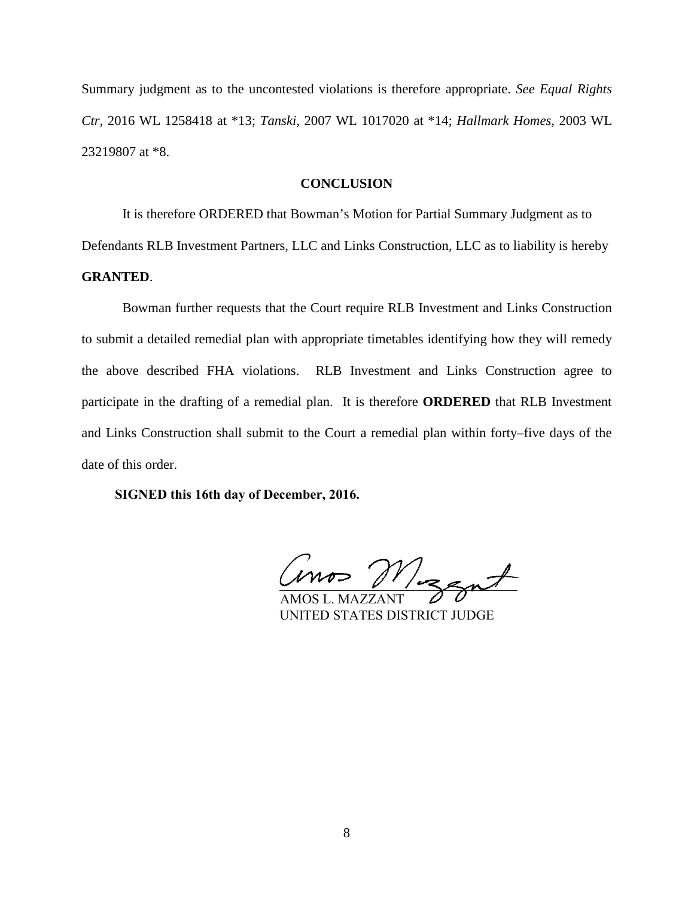Summary judgment as to the uncontested violations is therefore appropriate. *See Equal Rights Ctr*, 2016 WL 1258418 at *13; *Tanski*, 2007 WL 1017020 at *14; *Hallmark Homes*, 2003 WL 23219807 at *8.

## CONCLUSION

It is therefore ORDERED that Bowman's Motion for Partial Summary Judgment as to Defendants RLB Investment Partners, LLC and Links Construction, LLC as to liability is hereby **GRANTED**.

Bowman further requests that the Court require RLB Investment and Links Construction to submit a detailed remedial plan with appropriate timetables identifying how they will remedy the above described FHA violations. RLB Investment and Links Construction agree to participate in the drafting of a remedial plan. It is therefore **ORDERED** that RLB Investment and Links Construction shall submit to the Court a remedial plan within forty–five days of the date of this order.

**SIGNED this 16th day of December, 2016.**

AMOS L. MAZZANT
UNITED STATES DISTRICT JUDGE